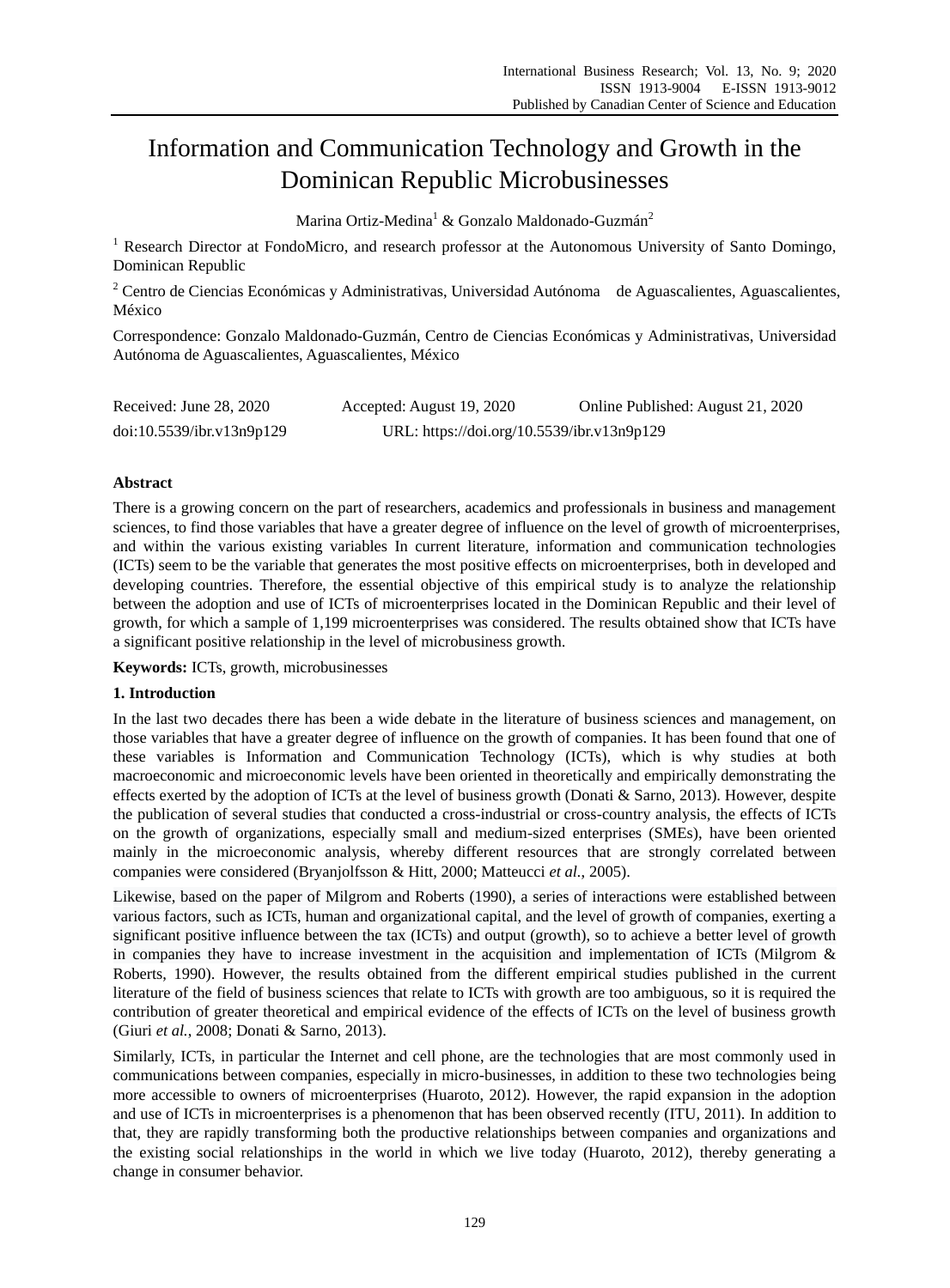# Information and Communication Technology and Growth in the Dominican Republic Microbusinesses

Marina Ortiz-Medina[1] & Gonzalo Maldonado-Guzmán[2]

[1] Research Director at FondoMicro, and research professor at the Autonomous University of Santo Domingo, Dominican Republic

[2] Centro de Ciencias Económicas y Administrativas, Universidad Autónoma de Aguascalientes, Aguascalientes, México

Correspondence: Gonzalo Maldonado-Guzmán, Centro de Ciencias Económicas y Administrativas, Universidad Autónoma de Aguascalientes, Aguascalientes, México

Received: June 28, 2020 Accepted: August 19, 2020 Online Published: August 21, 2020

doi:10.5539/ibr.v13n9p129 URL: https://doi.org/10.5539/ibr.v13n9p129

## Abstract

There is a growing concern on the part of researchers, academics and professionals in business and management sciences, to find those variables that have a greater degree of influence on the level of growth of microenterprises, and within the various existing variables In current literature, information and communication technologies (ICTs) seem to be the variable that generates the most positive effects on microenterprises, both in developed and developing countries. Therefore, the essential objective of this empirical study is to analyze the relationship between the adoption and use of ICTs of microenterprises located in the Dominican Republic and their level of growth, for which a sample of 1,199 microenterprises was considered. The results obtained show that ICTs have a significant positive relationship in the level of microbusiness growth.

**Keywords:** ICTs, growth, microbusinesses

## 1. Introduction

In the last two decades there has been a wide debate in the literature of business sciences and management, on those variables that have a greater degree of influence on the growth of companies. It has been found that one of these variables is Information and Communication Technology (ICTs), which is why studies at both macroeconomic and microeconomic levels have been oriented in theoretically and empirically demonstrating the effects exerted by the adoption of ICTs at the level of business growth (Donati & Sarno, 2013). However, despite the publication of several studies that conducted a cross-industrial or cross-country analysis, the effects of ICTs on the growth of organizations, especially small and medium-sized enterprises (SMEs), have been oriented mainly in the microeconomic analysis, whereby different resources that are strongly correlated between companies were considered (Bryanjolfsson & Hitt, 2000; Matteucci *et al.*, 2005).

Likewise, based on the paper of Milgrom and Roberts (1990), a series of interactions were established between various factors, such as ICTs, human and organizational capital, and the level of growth of companies, exerting a significant positive influence between the tax (ICTs) and output (growth), so to achieve a better level of growth in companies they have to increase investment in the acquisition and implementation of ICTs (Milgrom & Roberts, 1990). However, the results obtained from the different empirical studies published in the current literature of the field of business sciences that relate to ICTs with growth are too ambiguous, so it is required the contribution of greater theoretical and empirical evidence of the effects of ICTs on the level of business growth (Giuri *et al.*, 2008; Donati & Sarno, 2013).

Similarly, ICTs, in particular the Internet and cell phone, are the technologies that are most commonly used in communications between companies, especially in micro-businesses, in addition to these two technologies being more accessible to owners of microenterprises (Huaroto, 2012). However, the rapid expansion in the adoption and use of ICTs in microenterprises is a phenomenon that has been observed recently (ITU, 2011). In addition to that, they are rapidly transforming both the productive relationships between companies and organizations and the existing social relationships in the world in which we live today (Huaroto, 2012), thereby generating a change in consumer behavior.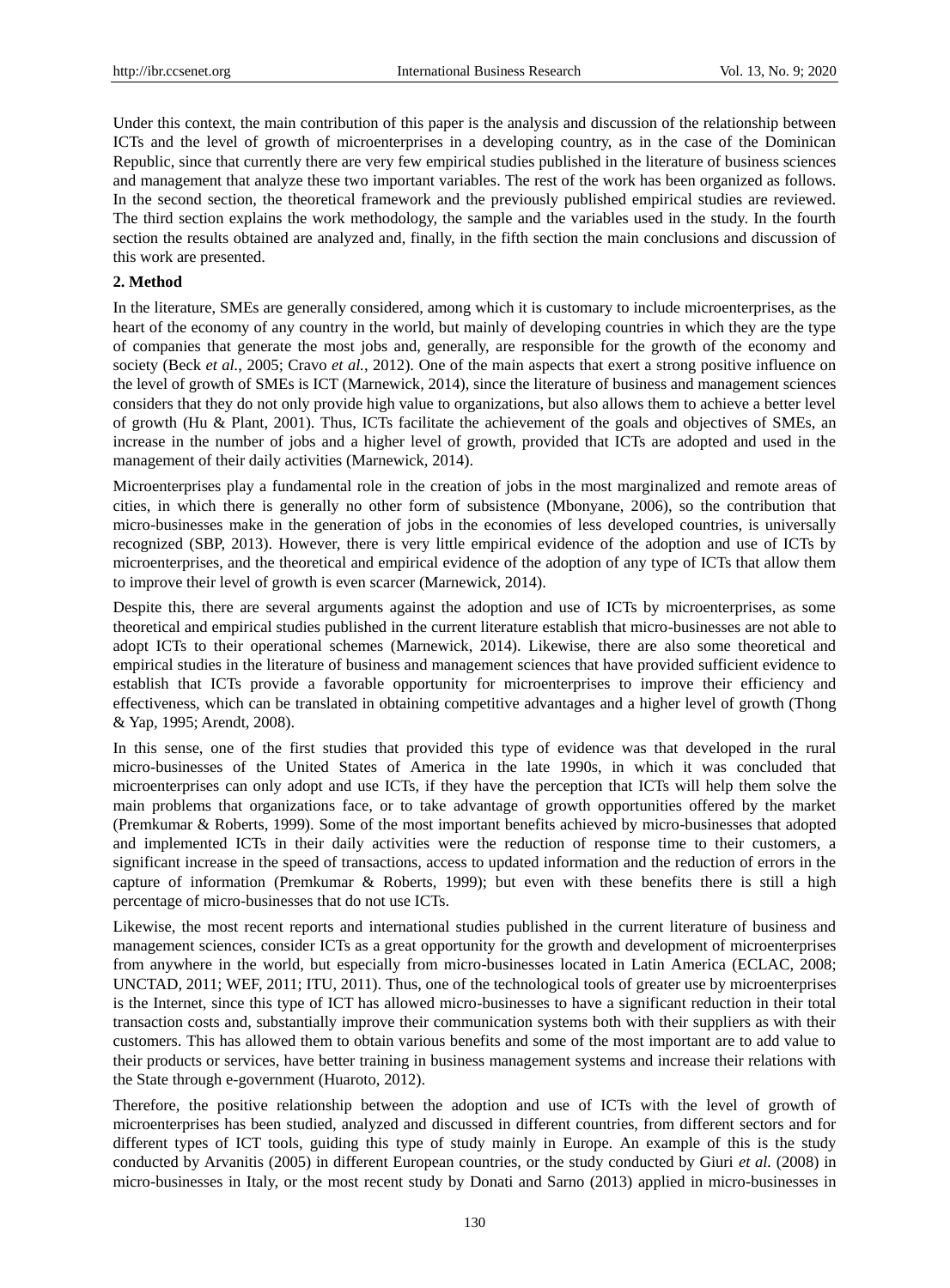Under this context, the main contribution of this paper is the analysis and discussion of the relationship between ICTs and the level of growth of microenterprises in a developing country, as in the case of the Dominican Republic, since that currently there are very few empirical studies published in the literature of business sciences and management that analyze these two important variables. The rest of the work has been organized as follows. In the second section, the theoretical framework and the previously published empirical studies are reviewed. The third section explains the work methodology, the sample and the variables used in the study. In the fourth section the results obtained are analyzed and, finally, in the fifth section the main conclusions and discussion of this work are presented.

## 2. Method

In the literature, SMEs are generally considered, among which it is customary to include microenterprises, as the heart of the economy of any country in the world, but mainly of developing countries in which they are the type of companies that generate the most jobs and, generally, are responsible for the growth of the economy and society (Beck *et al.*, 2005; Cravo *et al.*, 2012). One of the main aspects that exert a strong positive influence on the level of growth of SMEs is ICT (Marnewick, 2014), since the literature of business and management sciences considers that they do not only provide high value to organizations, but also allows them to achieve a better level of growth (Hu & Plant, 2001). Thus, ICTs facilitate the achievement of the goals and objectives of SMEs, an increase in the number of jobs and a higher level of growth, provided that ICTs are adopted and used in the management of their daily activities (Marnewick, 2014).

Microenterprises play a fundamental role in the creation of jobs in the most marginalized and remote areas of cities, in which there is generally no other form of subsistence (Mbonyane, 2006), so the contribution that micro-businesses make in the generation of jobs in the economies of less developed countries, is universally recognized (SBP, 2013). However, there is very little empirical evidence of the adoption and use of ICTs by microenterprises, and the theoretical and empirical evidence of the adoption of any type of ICTs that allow them to improve their level of growth is even scarcer (Marnewick, 2014).

Despite this, there are several arguments against the adoption and use of ICTs by microenterprises, as some theoretical and empirical studies published in the current literature establish that micro-businesses are not able to adopt ICTs to their operational schemes (Marnewick, 2014). Likewise, there are also some theoretical and empirical studies in the literature of business and management sciences that have provided sufficient evidence to establish that ICTs provide a favorable opportunity for microenterprises to improve their efficiency and effectiveness, which can be translated in obtaining competitive advantages and a higher level of growth (Thong & Yap, 1995; Arendt, 2008).

In this sense, one of the first studies that provided this type of evidence was that developed in the rural micro-businesses of the United States of America in the late 1990s, in which it was concluded that microenterprises can only adopt and use ICTs, if they have the perception that ICTs will help them solve the main problems that organizations face, or to take advantage of growth opportunities offered by the market (Premkumar & Roberts, 1999). Some of the most important benefits achieved by micro-businesses that adopted and implemented ICTs in their daily activities were the reduction of response time to their customers, a significant increase in the speed of transactions, access to updated information and the reduction of errors in the capture of information (Premkumar & Roberts, 1999); but even with these benefits there is still a high percentage of micro-businesses that do not use ICTs.

Likewise, the most recent reports and international studies published in the current literature of business and management sciences, consider ICTs as a great opportunity for the growth and development of microenterprises from anywhere in the world, but especially from micro-businesses located in Latin America (ECLAC, 2008; UNCTAD, 2011; WEF, 2011; ITU, 2011). Thus, one of the technological tools of greater use by microenterprises is the Internet, since this type of ICT has allowed micro-businesses to have a significant reduction in their total transaction costs and, substantially improve their communication systems both with their suppliers as with their customers. This has allowed them to obtain various benefits and some of the most important are to add value to their products or services, have better training in business management systems and increase their relations with the State through e-government (Huaroto, 2012).

Therefore, the positive relationship between the adoption and use of ICTs with the level of growth of microenterprises has been studied, analyzed and discussed in different countries, from different sectors and for different types of ICT tools, guiding this type of study mainly in Europe. An example of this is the study conducted by Arvanitis (2005) in different European countries, or the study conducted by Giuri *et al.* (2008) in micro-businesses in Italy, or the most recent study by Donati and Sarno (2013) applied in micro-businesses in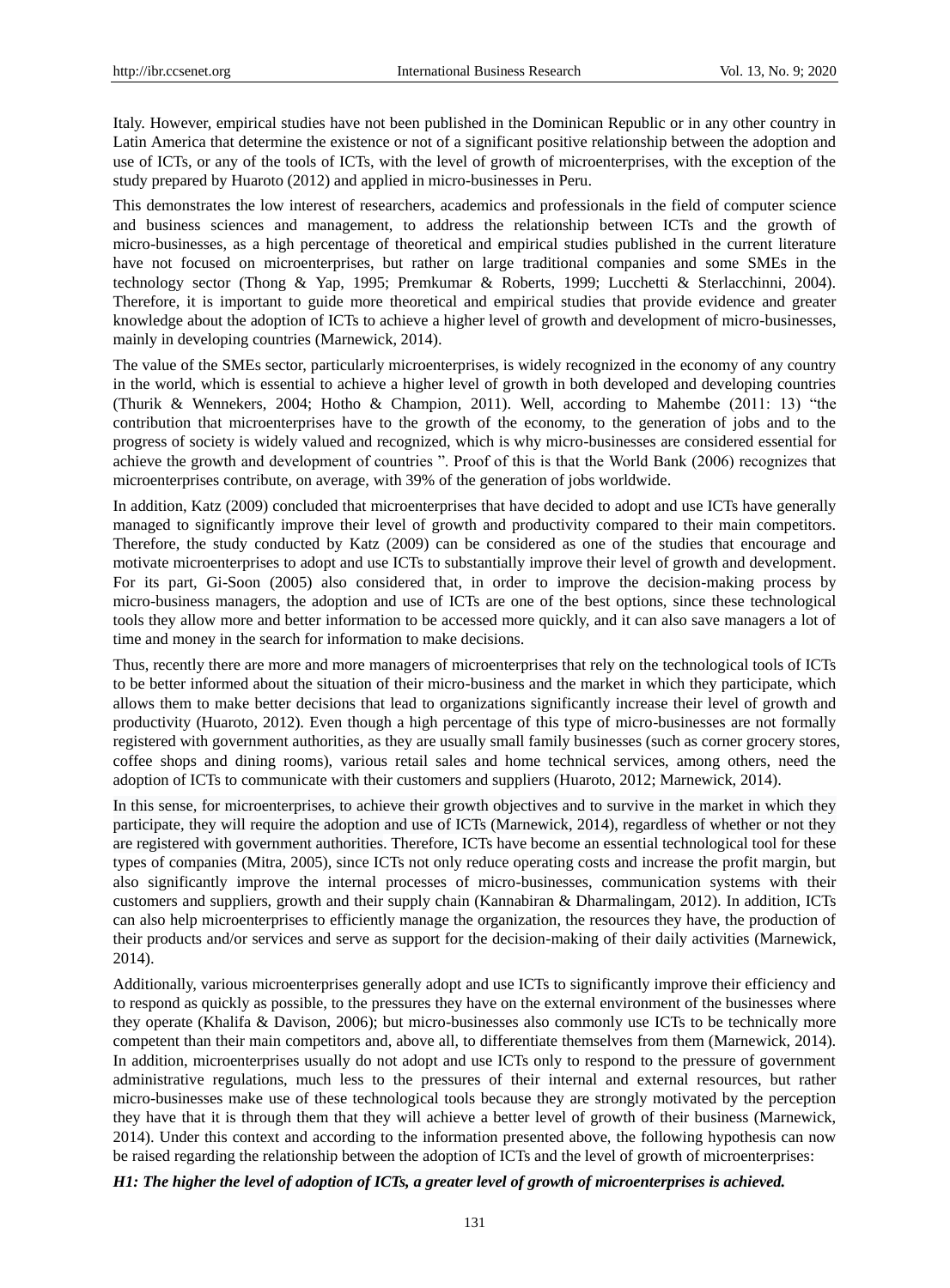Italy. However, empirical studies have not been published in the Dominican Republic or in any other country in Latin America that determine the existence or not of a significant positive relationship between the adoption and use of ICTs, or any of the tools of ICTs, with the level of growth of microenterprises, with the exception of the study prepared by Huaroto (2012) and applied in micro-businesses in Peru.

This demonstrates the low interest of researchers, academics and professionals in the field of computer science and business sciences and management, to address the relationship between ICTs and the growth of micro-businesses, as a high percentage of theoretical and empirical studies published in the current literature have not focused on microenterprises, but rather on large traditional companies and some SMEs in the technology sector (Thong & Yap, 1995; Premkumar & Roberts, 1999; Lucchetti & Sterlacchinni, 2004). Therefore, it is important to guide more theoretical and empirical studies that provide evidence and greater knowledge about the adoption of ICTs to achieve a higher level of growth and development of micro-businesses, mainly in developing countries (Marnewick, 2014).

The value of the SMEs sector, particularly microenterprises, is widely recognized in the economy of any country in the world, which is essential to achieve a higher level of growth in both developed and developing countries (Thurik & Wennekers, 2004; Hotho & Champion, 2011). Well, according to Mahembe (2011: 13) "the contribution that microenterprises have to the growth of the economy, to the generation of jobs and to the progress of society is widely valued and recognized, which is why micro-businesses are considered essential for achieve the growth and development of countries ". Proof of this is that the World Bank (2006) recognizes that microenterprises contribute, on average, with 39% of the generation of jobs worldwide.

In addition, Katz (2009) concluded that microenterprises that have decided to adopt and use ICTs have generally managed to significantly improve their level of growth and productivity compared to their main competitors. Therefore, the study conducted by Katz (2009) can be considered as one of the studies that encourage and motivate microenterprises to adopt and use ICTs to substantially improve their level of growth and development. For its part, Gi-Soon (2005) also considered that, in order to improve the decision-making process by micro-business managers, the adoption and use of ICTs are one of the best options, since these technological tools they allow more and better information to be accessed more quickly, and it can also save managers a lot of time and money in the search for information to make decisions.

Thus, recently there are more and more managers of microenterprises that rely on the technological tools of ICTs to be better informed about the situation of their micro-business and the market in which they participate, which allows them to make better decisions that lead to organizations significantly increase their level of growth and productivity (Huaroto, 2012). Even though a high percentage of this type of micro-businesses are not formally registered with government authorities, as they are usually small family businesses (such as corner grocery stores, coffee shops and dining rooms), various retail sales and home technical services, among others, need the adoption of ICTs to communicate with their customers and suppliers (Huaroto, 2012; Marnewick, 2014).

In this sense, for microenterprises, to achieve their growth objectives and to survive in the market in which they participate, they will require the adoption and use of ICTs (Marnewick, 2014), regardless of whether or not they are registered with government authorities. Therefore, ICTs have become an essential technological tool for these types of companies (Mitra, 2005), since ICTs not only reduce operating costs and increase the profit margin, but also significantly improve the internal processes of micro-businesses, communication systems with their customers and suppliers, growth and their supply chain (Kannabiran & Dharmalingam, 2012). In addition, ICTs can also help microenterprises to efficiently manage the organization, the resources they have, the production of their products and/or services and serve as support for the decision-making of their daily activities (Marnewick, 2014).

Additionally, various microenterprises generally adopt and use ICTs to significantly improve their efficiency and to respond as quickly as possible, to the pressures they have on the external environment of the businesses where they operate (Khalifa & Davison, 2006); but micro-businesses also commonly use ICTs to be technically more competent than their main competitors and, above all, to differentiate themselves from them (Marnewick, 2014). In addition, microenterprises usually do not adopt and use ICTs only to respond to the pressure of government administrative regulations, much less to the pressures of their internal and external resources, but rather micro-businesses make use of these technological tools because they are strongly motivated by the perception they have that it is through them that they will achieve a better level of growth of their business (Marnewick, 2014). Under this context and according to the information presented above, the following hypothesis can now be raised regarding the relationship between the adoption of ICTs and the level of growth of microenterprises:

***H1: The higher the level of adoption of ICTs, a greater level of growth of microenterprises is achieved.***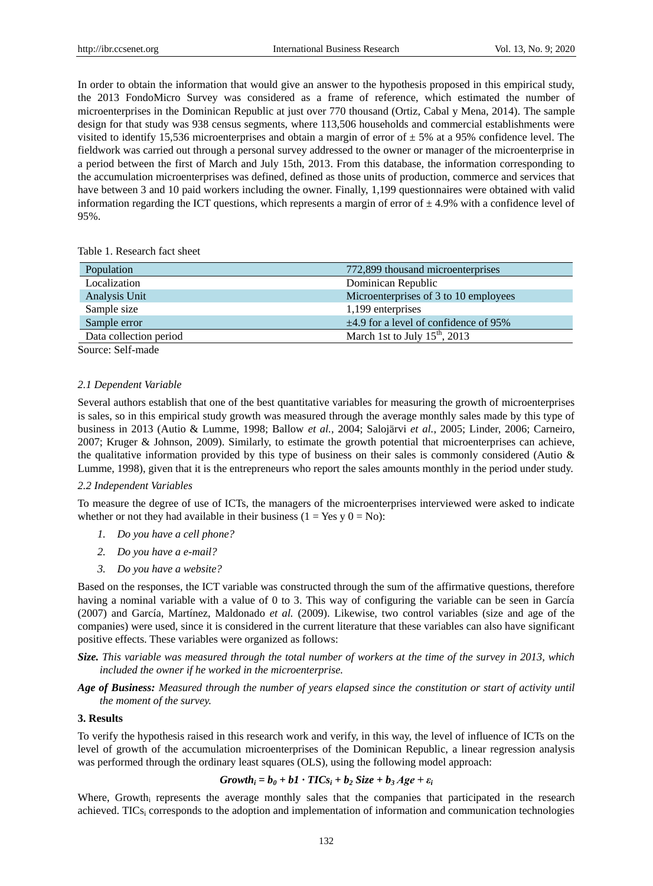In order to obtain the information that would give an answer to the hypothesis proposed in this empirical study, the 2013 FondoMicro Survey was considered as a frame of reference, which estimated the number of microenterprises in the Dominican Republic at just over 770 thousand (Ortiz, Cabal y Mena, 2014). The sample design for that study was 938 census segments, where 113,506 households and commercial establishments were visited to identify 15,536 microenterprises and obtain a margin of error of ± 5% at a 95% confidence level. The fieldwork was carried out through a personal survey addressed to the owner or manager of the microenterprise in a period between the first of March and July 15th, 2013. From this database, the information corresponding to the accumulation microenterprises was defined, defined as those units of production, commerce and services that have between 3 and 10 paid workers including the owner. Finally, 1,199 questionnaires were obtained with valid information regarding the ICT questions, which represents a margin of error of ± 4.9% with a confidence level of 95%.

Table 1. Research fact sheet

| | |
|---|---|
| Population | 772,899 thousand microenterprises |
| Localization | Dominican Republic |
| Analysis Unit | Microenterprises of 3 to 10 employees |
| Sample size | 1,199 enterprises |
| Sample error | ±4.9 for a level of confidence of 95% |
| Data collection period | March 1st to July 15th, 2013 |

Source: Self-made

### 2.1 Dependent Variable

Several authors establish that one of the best quantitative variables for measuring the growth of microenterprises is sales, so in this empirical study growth was measured through the average monthly sales made by this type of business in 2013 (Autio & Lumme, 1998; Ballow *et al.*, 2004; Salojärvi *et al.*, 2005; Linder, 2006; Carneiro, 2007; Kruger & Johnson, 2009). Similarly, to estimate the growth potential that microenterprises can achieve, the qualitative information provided by this type of business on their sales is commonly considered (Autio & Lumme, 1998), given that it is the entrepreneurs who report the sales amounts monthly in the period under study.

### 2.2 Independent Variables

To measure the degree of use of ICTs, the managers of the microenterprises interviewed were asked to indicate whether or not they had available in their business (1 = Yes y 0 = No):

1. *Do you have a cell phone?*
2. *Do you have a e-mail?*
3. *Do you have a website?*

Based on the responses, the ICT variable was constructed through the sum of the affirmative questions, therefore having a nominal variable with a value of 0 to 3. This way of configuring the variable can be seen in García (2007) and García, Martínez, Maldonado *et al.* (2009). Likewise, two control variables (size and age of the companies) were used, since it is considered in the current literature that these variables can also have significant positive effects. These variables were organized as follows:

***Size.*** *This variable was measured through the total number of workers at the time of the survey in 2013, which included the owner if he worked in the microenterprise.*

***Age of Business:*** *Measured through the number of years elapsed since the constitution or start of activity until the moment of the survey.*

## 3. Results

To verify the hypothesis raised in this research work and verify, in this way, the level of influence of ICTs on the level of growth of the accumulation microenterprises of the Dominican Republic, a linear regression analysis was performed through the ordinary least squares (OLS), using the following model approach:

$$Growth_i = b_0 + b1 \cdot TICs_i + b_2\, Size + b_3\, Age + \varepsilon_i$$

Where, $Growth_i$ represents the average monthly sales that the companies that participated in the research achieved. $TICs_i$ corresponds to the adoption and implementation of information and communication technologies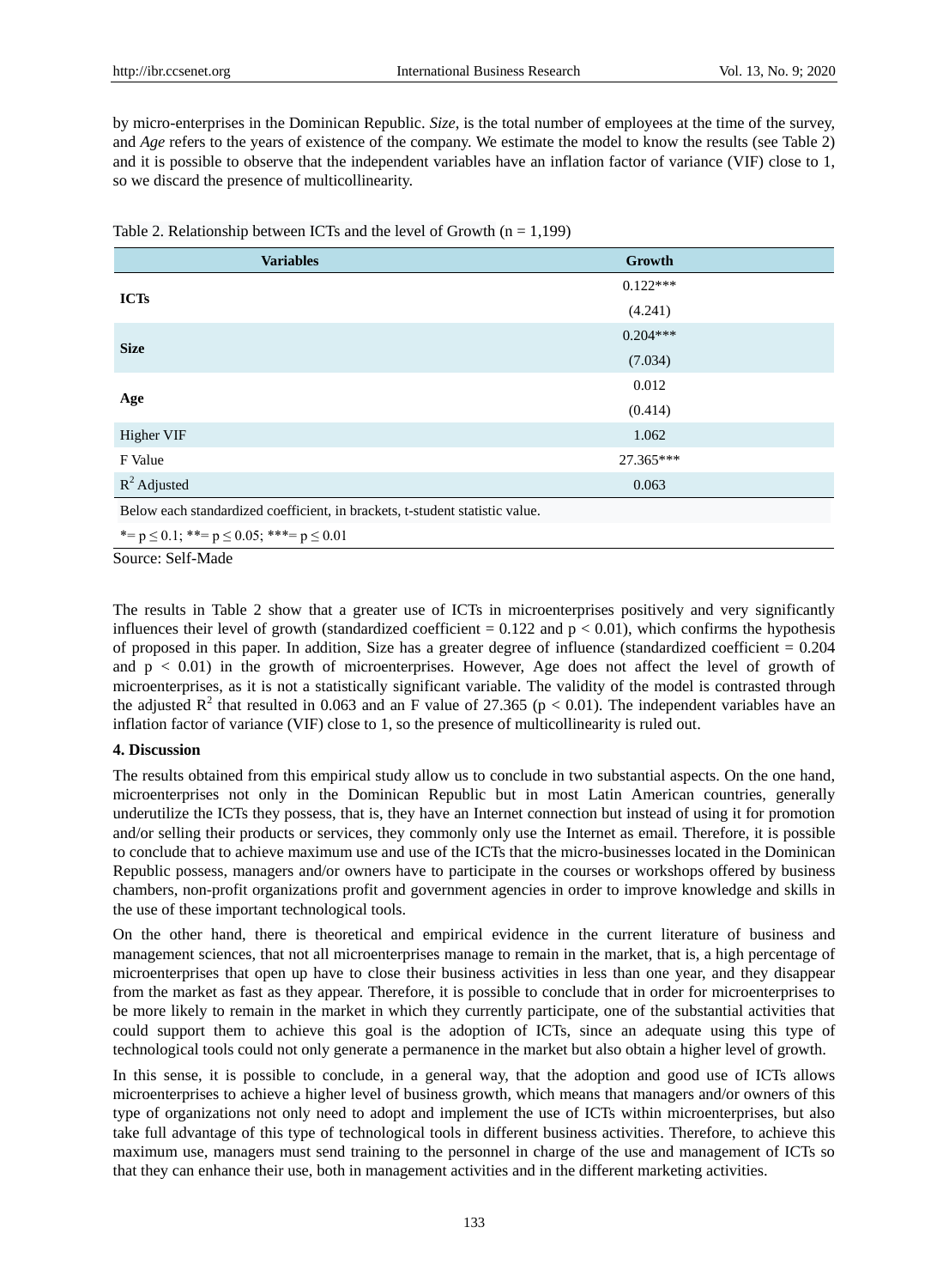by micro-enterprises in the Dominican Republic. *Size*, is the total number of employees at the time of the survey, and *Age* refers to the years of existence of the company. We estimate the model to know the results (see Table 2) and it is possible to observe that the independent variables have an inflation factor of variance (VIF) close to 1, so we discard the presence of multicollinearity.

Table 2. Relationship between ICTs and the level of Growth (n = 1,199)

| Variables | Growth |
|---|---|
| **ICTs** | 0.122*** |
| | (4.241) |
| **Size** | 0.204*** |
| | (7.034) |
| **Age** | 0.012 |
| | (0.414) |
| Higher VIF | 1.062 |
| F Value | 27.365*** |
| $R^2$ Adjusted | 0.063 |

Below each standardized coefficient, in brackets, t-student statistic value.

*= $p \leq 0.1$; **= $p \leq 0.05$; ***= $p \leq 0.01$

Source: Self-Made

The results in Table 2 show that a greater use of ICTs in microenterprises positively and very significantly influences their level of growth (standardized coefficient = 0.122 and $p < 0.01$), which confirms the hypothesis of proposed in this paper. In addition, Size has a greater degree of influence (standardized coefficient = 0.204 and $p < 0.01$) in the growth of microenterprises. However, Age does not affect the level of growth of microenterprises, as it is not a statistically significant variable. The validity of the model is contrasted through the adjusted $R^2$ that resulted in 0.063 and an F value of 27.365 ($p < 0.01$). The independent variables have an inflation factor of variance (VIF) close to 1, so the presence of multicollinearity is ruled out.

**4. Discussion**

The results obtained from this empirical study allow us to conclude in two substantial aspects. On the one hand, microenterprises not only in the Dominican Republic but in most Latin American countries, generally underutilize the ICTs they possess, that is, they have an Internet connection but instead of using it for promotion and/or selling their products or services, they commonly only use the Internet as email. Therefore, it is possible to conclude that to achieve maximum use and use of the ICTs that the micro-businesses located in the Dominican Republic possess, managers and/or owners have to participate in the courses or workshops offered by business chambers, non-profit organizations profit and government agencies in order to improve knowledge and skills in the use of these important technological tools.

On the other hand, there is theoretical and empirical evidence in the current literature of business and management sciences, that not all microenterprises manage to remain in the market, that is, a high percentage of microenterprises that open up have to close their business activities in less than one year, and they disappear from the market as fast as they appear. Therefore, it is possible to conclude that in order for microenterprises to be more likely to remain in the market in which they currently participate, one of the substantial activities that could support them to achieve this goal is the adoption of ICTs, since an adequate using this type of technological tools could not only generate a permanence in the market but also obtain a higher level of growth.

In this sense, it is possible to conclude, in a general way, that the adoption and good use of ICTs allows microenterprises to achieve a higher level of business growth, which means that managers and/or owners of this type of organizations not only need to adopt and implement the use of ICTs within microenterprises, but also take full advantage of this type of technological tools in different business activities. Therefore, to achieve this maximum use, managers must send training to the personnel in charge of the use and management of ICTs so that they can enhance their use, both in management activities and in the different marketing activities.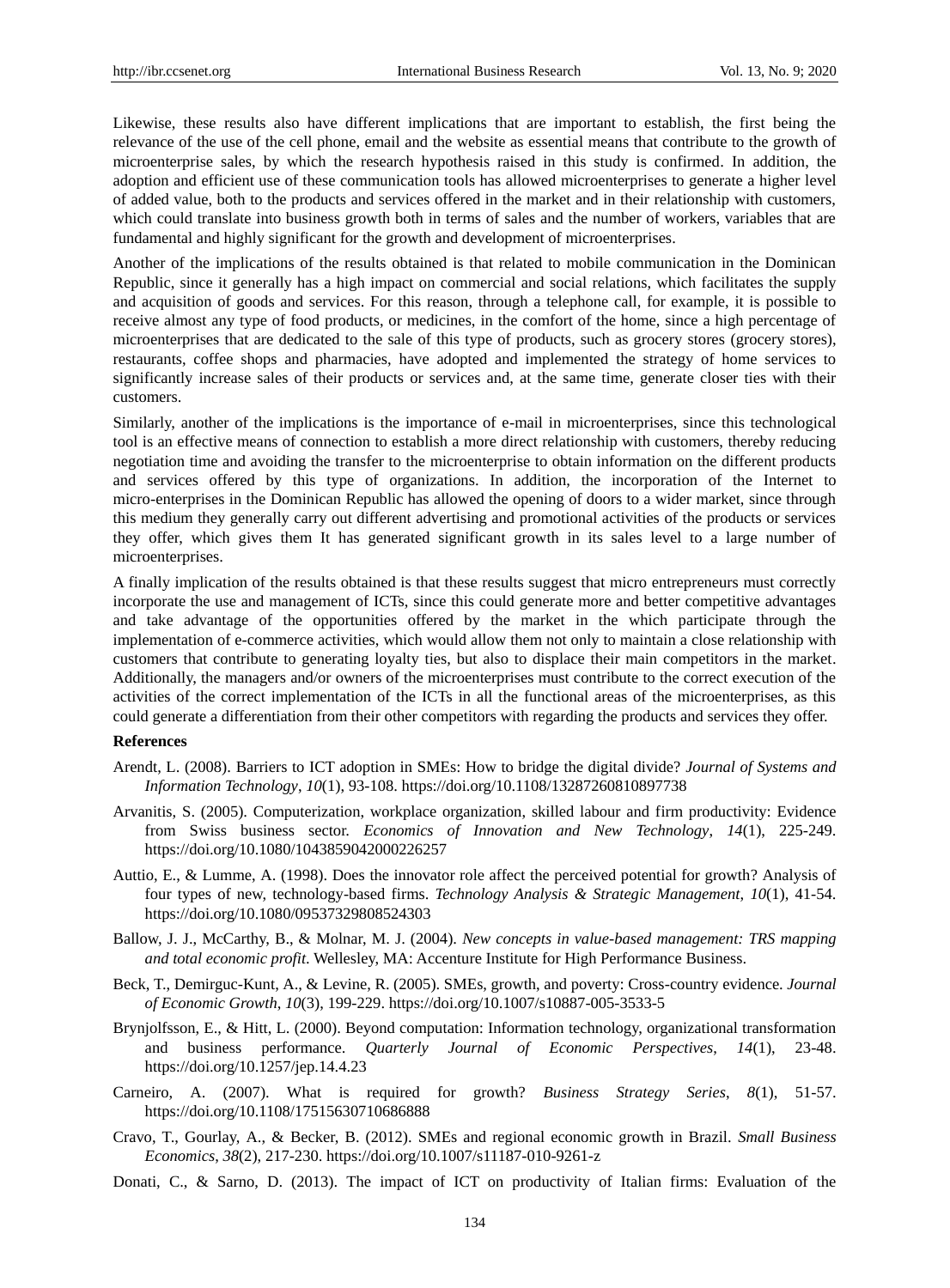Likewise, these results also have different implications that are important to establish, the first being the relevance of the use of the cell phone, email and the website as essential means that contribute to the growth of microenterprise sales, by which the research hypothesis raised in this study is confirmed. In addition, the adoption and efficient use of these communication tools has allowed microenterprises to generate a higher level of added value, both to the products and services offered in the market and in their relationship with customers, which could translate into business growth both in terms of sales and the number of workers, variables that are fundamental and highly significant for the growth and development of microenterprises.

Another of the implications of the results obtained is that related to mobile communication in the Dominican Republic, since it generally has a high impact on commercial and social relations, which facilitates the supply and acquisition of goods and services. For this reason, through a telephone call, for example, it is possible to receive almost any type of food products, or medicines, in the comfort of the home, since a high percentage of microenterprises that are dedicated to the sale of this type of products, such as grocery stores (grocery stores), restaurants, coffee shops and pharmacies, have adopted and implemented the strategy of home services to significantly increase sales of their products or services and, at the same time, generate closer ties with their customers.

Similarly, another of the implications is the importance of e-mail in microenterprises, since this technological tool is an effective means of connection to establish a more direct relationship with customers, thereby reducing negotiation time and avoiding the transfer to the microenterprise to obtain information on the different products and services offered by this type of organizations. In addition, the incorporation of the Internet to micro-enterprises in the Dominican Republic has allowed the opening of doors to a wider market, since through this medium they generally carry out different advertising and promotional activities of the products or services they offer, which gives them It has generated significant growth in its sales level to a large number of microenterprises.

A finally implication of the results obtained is that these results suggest that micro entrepreneurs must correctly incorporate the use and management of ICTs, since this could generate more and better competitive advantages and take advantage of the opportunities offered by the market in the which participate through the implementation of e-commerce activities, which would allow them not only to maintain a close relationship with customers that contribute to generating loyalty ties, but also to displace their main competitors in the market. Additionally, the managers and/or owners of the microenterprises must contribute to the correct execution of the activities of the correct implementation of the ICTs in all the functional areas of the microenterprises, as this could generate a differentiation from their other competitors with regarding the products and services they offer.

## References

Arendt, L. (2008). Barriers to ICT adoption in SMEs: How to bridge the digital divide? *Journal of Systems and Information Technology*, *10*(1), 93-108. https://doi.org/10.1108/13287260810897738

Arvanitis, S. (2005). Computerization, workplace organization, skilled labour and firm productivity: Evidence from Swiss business sector. *Economics of Innovation and New Technology*, *14*(1), 225-249. https://doi.org/10.1080/1043859042000226257

Auttio, E., & Lumme, A. (1998). Does the innovator role affect the perceived potential for growth? Analysis of four types of new, technology-based firms. *Technology Analysis & Strategic Management*, *10*(1), 41-54. https://doi.org/10.1080/09537329808524303

Ballow, J. J., McCarthy, B., & Molnar, M. J. (2004). *New concepts in value-based management: TRS mapping and total economic profit*. Wellesley, MA: Accenture Institute for High Performance Business.

Beck, T., Demirguc-Kunt, A., & Levine, R. (2005). SMEs, growth, and poverty: Cross-country evidence. *Journal of Economic Growth*, *10*(3), 199-229. https://doi.org/10.1007/s10887-005-3533-5

Brynjolfsson, E., & Hitt, L. (2000). Beyond computation: Information technology, organizational transformation and business performance. *Quarterly Journal of Economic Perspectives*, *14*(1), 23-48. https://doi.org/10.1257/jep.14.4.23

Carneiro, A. (2007). What is required for growth? *Business Strategy Series*, *8*(1), 51-57. https://doi.org/10.1108/17515630710686888

Cravo, T., Gourlay, A., & Becker, B. (2012). SMEs and regional economic growth in Brazil. *Small Business Economics*, *38*(2), 217-230. https://doi.org/10.1007/s11187-010-9261-z

Donati, C., & Sarno, D. (2013). The impact of ICT on productivity of Italian firms: Evaluation of the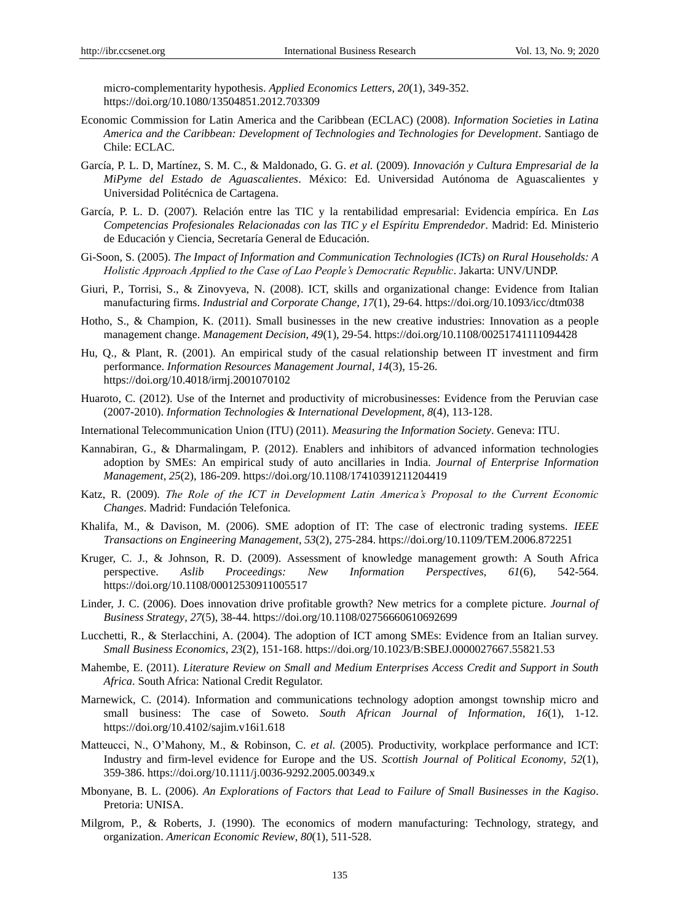micro-complementarity hypothesis. *Applied Economics Letters*, *20*(1), 349-352. https://doi.org/10.1080/13504851.2012.703309

Economic Commission for Latin America and the Caribbean (ECLAC) (2008). *Information Societies in Latina America and the Caribbean: Development of Technologies and Technologies for Development*. Santiago de Chile: ECLAC.

García, P. L. D, Martínez, S. M. C., & Maldonado, G. G. *et al.* (2009). *Innovación y Cultura Empresarial de la MiPyme del Estado de Aguascalientes*. México: Ed. Universidad Autónoma de Aguascalientes y Universidad Politécnica de Cartagena.

García, P. L. D. (2007). Relación entre las TIC y la rentabilidad empresarial: Evidencia empírica. En *Las Competencias Profesionales Relacionadas con las TIC y el Espíritu Emprendedor*. Madrid: Ed. Ministerio de Educación y Ciencia, Secretaría General de Educación.

Gi-Soon, S. (2005). *The Impact of Information and Communication Technologies (ICTs) on Rural Households: A Holistic Approach Applied to the Case of Lao People's Democratic Republic*. Jakarta: UNV/UNDP.

Giuri, P., Torrisi, S., & Zinovyeva, N. (2008). ICT, skills and organizational change: Evidence from Italian manufacturing firms. *Industrial and Corporate Change*, *17*(1), 29-64. https://doi.org/10.1093/icc/dtm038

Hotho, S., & Champion, K. (2011). Small businesses in the new creative industries: Innovation as a people management change. *Management Decision*, *49*(1), 29-54. https://doi.org/10.1108/00251741111094428

Hu, Q., & Plant, R. (2001). An empirical study of the casual relationship between IT investment and firm performance. *Information Resources Management Journal*, *14*(3), 15-26. https://doi.org/10.4018/irmj.2001070102

Huaroto, C. (2012). Use of the Internet and productivity of microbusinesses: Evidence from the Peruvian case (2007-2010). *Information Technologies & International Development*, *8*(4), 113-128.

International Telecommunication Union (ITU) (2011). *Measuring the Information Society*. Geneva: ITU.

Kannabiran, G., & Dharmalingam, P. (2012). Enablers and inhibitors of advanced information technologies adoption by SMEs: An empirical study of auto ancillaries in India. *Journal of Enterprise Information Management*, *25*(2), 186-209. https://doi.org/10.1108/17410391211204419

Katz, R. (2009). *The Role of the ICT in Development Latin America's Proposal to the Current Economic Changes*. Madrid: Fundación Telefonica.

Khalifa, M., & Davison, M. (2006). SME adoption of IT: The case of electronic trading systems. *IEEE Transactions on Engineering Management*, *53*(2), 275-284. https://doi.org/10.1109/TEM.2006.872251

Kruger, C. J., & Johnson, R. D. (2009). Assessment of knowledge management growth: A South Africa perspective. *Aslib Proceedings: New Information Perspectives, 61*(6), 542-564. https://doi.org/10.1108/00012530911005517

Linder, J. C. (2006). Does innovation drive profitable growth? New metrics for a complete picture. *Journal of Business Strategy*, *27*(5), 38-44. https://doi.org/10.1108/02756660610692699

Lucchetti, R., & Sterlacchini, A. (2004). The adoption of ICT among SMEs: Evidence from an Italian survey. *Small Business Economics*, *23*(2), 151-168. https://doi.org/10.1023/B:SBEJ.0000027667.55821.53

Mahembe, E. (2011). *Literature Review on Small and Medium Enterprises Access Credit and Support in South Africa*. South Africa: National Credit Regulator.

Marnewick, C. (2014). Information and communications technology adoption amongst township micro and small business: The case of Soweto. *South African Journal of Information, 16*(1), 1-12. https://doi.org/10.4102/sajim.v16i1.618

Matteucci, N., O'Mahony, M., & Robinson, C. *et al.* (2005). Productivity, workplace performance and ICT: Industry and firm-level evidence for Europe and the US. *Scottish Journal of Political Economy*, *52*(1), 359-386. https://doi.org/10.1111/j.0036-9292.2005.00349.x

Mbonyane, B. L. (2006). *An Explorations of Factors that Lead to Failure of Small Businesses in the Kagiso*. Pretoria: UNISA.

Milgrom, P., & Roberts, J. (1990). The economics of modern manufacturing: Technology, strategy, and organization. *American Economic Review*, *80*(1), 511-528.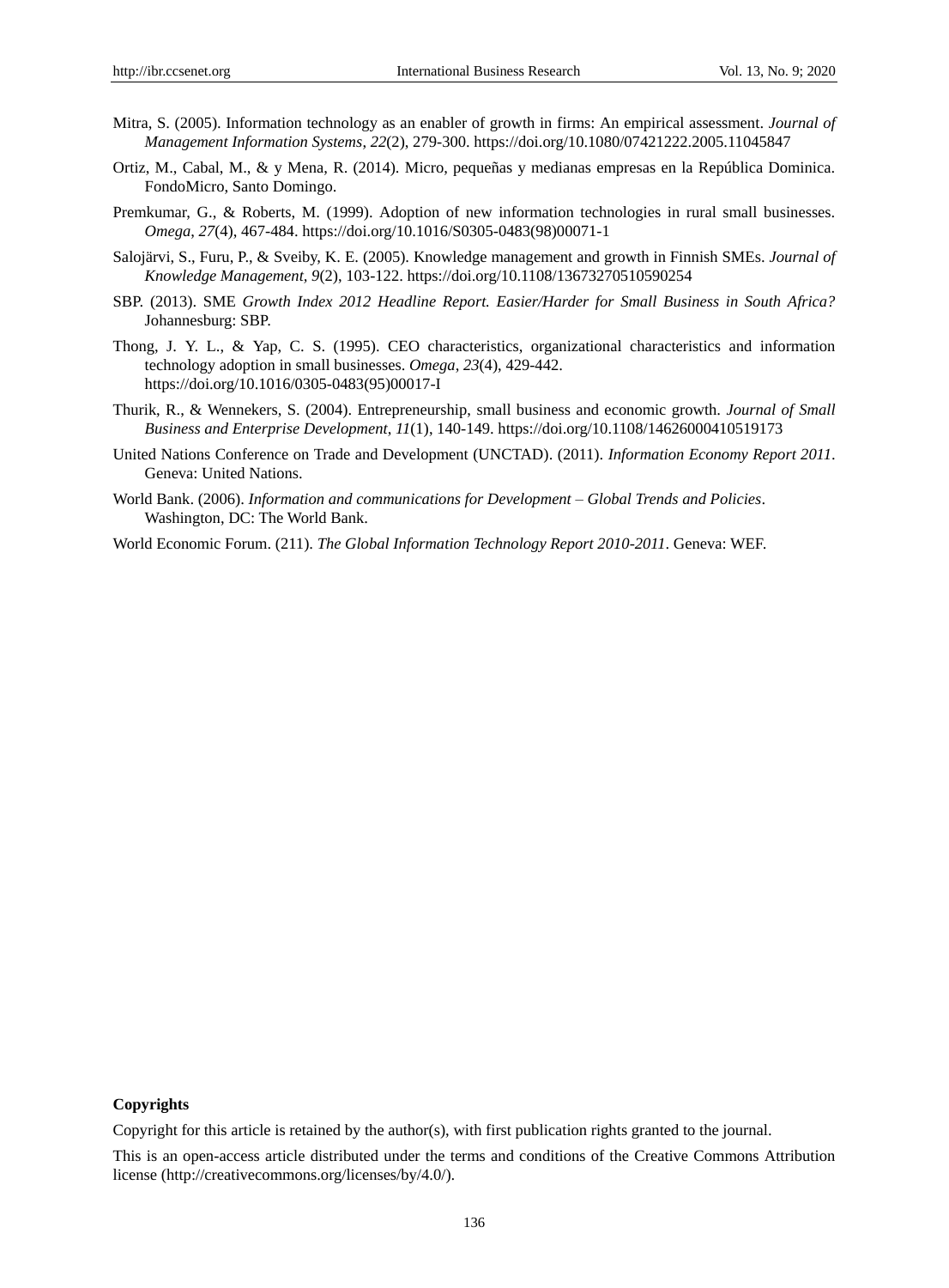Mitra, S. (2005). Information technology as an enabler of growth in firms: An empirical assessment. *Journal of Management Information Systems*, *22*(2), 279-300. https://doi.org/10.1080/07421222.2005.11045847

Ortiz, M., Cabal, M., & y Mena, R. (2014). Micro, pequeñas y medianas empresas en la República Dominica. FondoMicro, Santo Domingo.

Premkumar, G., & Roberts, M. (1999). Adoption of new information technologies in rural small businesses. *Omega*, *27*(4), 467-484. https://doi.org/10.1016/S0305-0483(98)00071-1

Salojärvi, S., Furu, P., & Sveiby, K. E. (2005). Knowledge management and growth in Finnish SMEs. *Journal of Knowledge Management, 9*(2), 103-122. https://doi.org/10.1108/13673270510590254

SBP. (2013). SME *Growth Index 2012 Headline Report. Easier/Harder for Small Business in South Africa?* Johannesburg: SBP.

Thong, J. Y. L., & Yap, C. S. (1995). CEO characteristics, organizational characteristics and information technology adoption in small businesses. *Omega*, *23*(4), 429-442. https://doi.org/10.1016/0305-0483(95)00017-I

Thurik, R., & Wennekers, S. (2004). Entrepreneurship, small business and economic growth. *Journal of Small Business and Enterprise Development, 11*(1), 140-149. https://doi.org/10.1108/14626000410519173

United Nations Conference on Trade and Development (UNCTAD). (2011). *Information Economy Report 2011*. Geneva: United Nations.

World Bank. (2006). *Information and communications for Development – Global Trends and Policies*. Washington, DC: The World Bank.

World Economic Forum. (211). *The Global Information Technology Report 2010-2011*. Geneva: WEF.

**Copyrights**

Copyright for this article is retained by the author(s), with first publication rights granted to the journal.

This is an open-access article distributed under the terms and conditions of the Creative Commons Attribution license (http://creativecommons.org/licenses/by/4.0/).